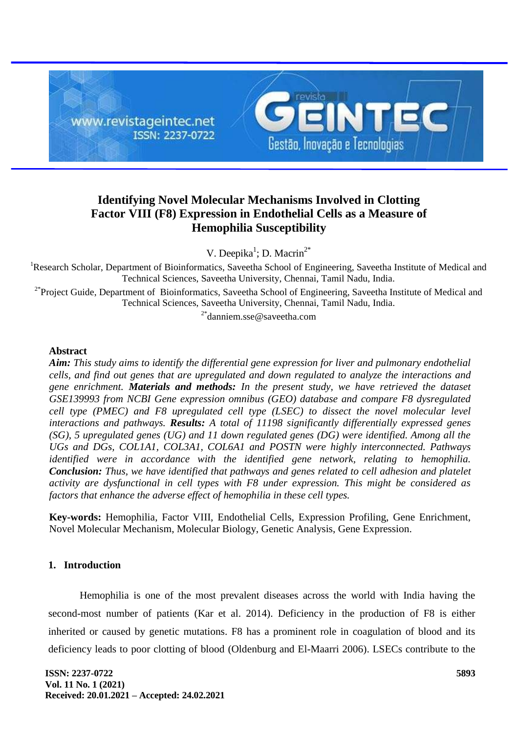# Identifying Novel Molecular Mechanisms Involved in Clotting Factor VIII (F8) Expression in Endothelial Cells as a Measure of Hemophilia Susceptibility

V. Deepika[1]; D. Macrin[2*]

[1]Research Scholar, Department of Bioinformatics, Saveetha School of Engineering, Saveetha Institute of Medical and Technical Sciences, Saveetha University, Chennai, Tamil Nadu, India.

[2*]Project Guide, Department of Bioinformatics, Saveetha School of Engineering, Saveetha Institute of Medical and Technical Sciences, Saveetha University, Chennai, Tamil Nadu, India.

[2*]danniem.sse@saveetha.com

## Abstract

***Aim:*** *This study aims to identify the differential gene expression for liver and pulmonary endothelial cells, and find out genes that are upregulated and down regulated to analyze the interactions and gene enrichment.* ***Materials and methods:*** *In the present study, we have retrieved the dataset GSE139993 from NCBI Gene expression omnibus (GEO) database and compare F8 dysregulated cell type (PMEC) and F8 upregulated cell type (LSEC) to dissect the novel molecular level interactions and pathways.* ***Results:*** *A total of 11198 significantly differentially expressed genes (SG), 5 upregulated genes (UG) and 11 down regulated genes (DG) were identified. Among all the UGs and DGs, COL1A1, COL3A1, COL6A1 and POSTN were highly interconnected. Pathways identified were in accordance with the identified gene network, relating to hemophilia.* ***Conclusion:*** *Thus, we have identified that pathways and genes related to cell adhesion and platelet activity are dysfunctional in cell types with F8 under expression. This might be considered as factors that enhance the adverse effect of hemophilia in these cell types.*

**Key-words:** Hemophilia, Factor VIII, Endothelial Cells, Expression Profiling, Gene Enrichment, Novel Molecular Mechanism, Molecular Biology, Genetic Analysis, Gene Expression.

## 1. Introduction

Hemophilia is one of the most prevalent diseases across the world with India having the second-most number of patients (Kar et al. 2014). Deficiency in the production of F8 is either inherited or caused by genetic mutations. F8 has a prominent role in coagulation of blood and its deficiency leads to poor clotting of blood (Oldenburg and El-Maarri 2006). LSECs contribute to the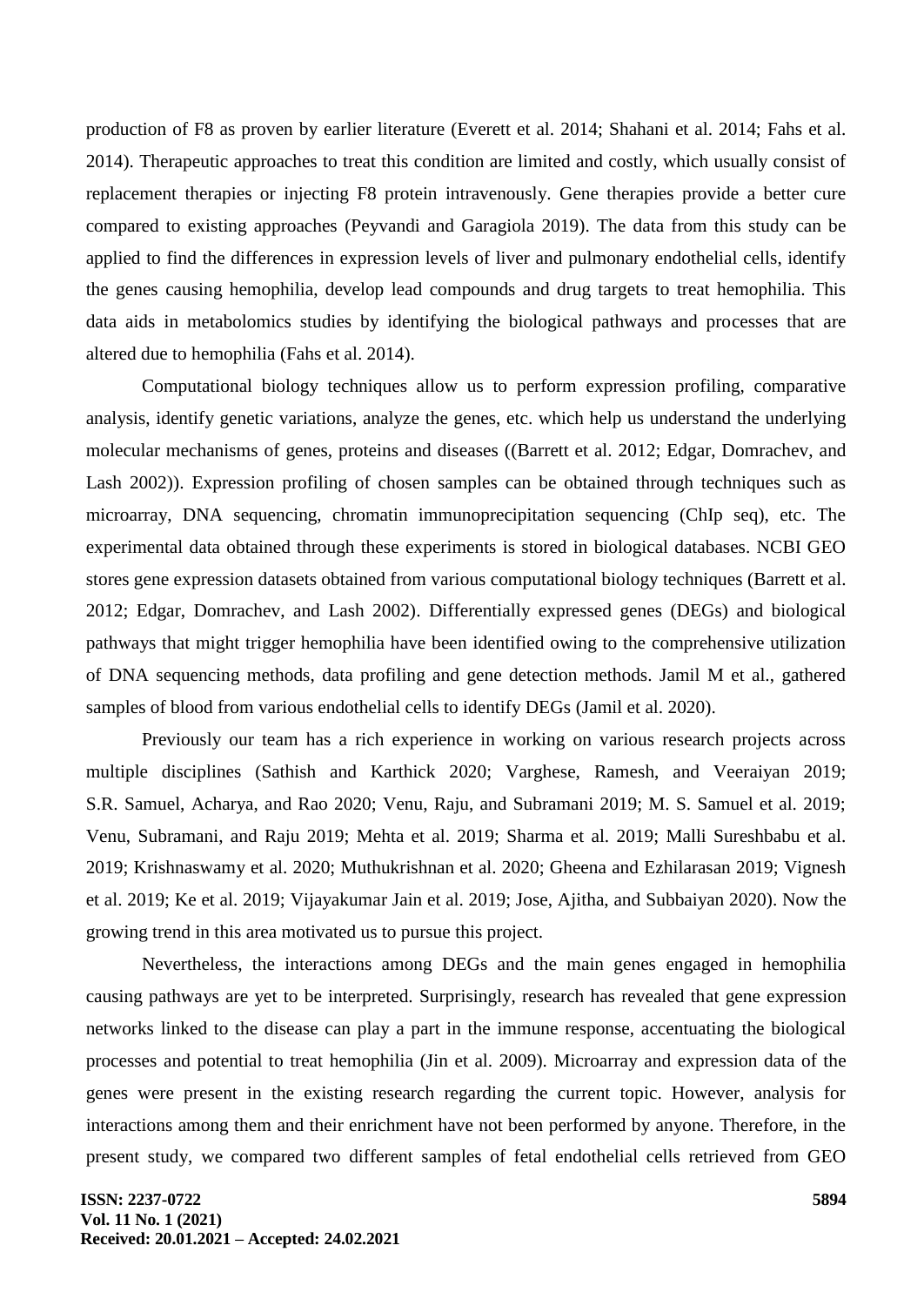production of F8 as proven by earlier literature (Everett et al. 2014; Shahani et al. 2014; Fahs et al. 2014). Therapeutic approaches to treat this condition are limited and costly, which usually consist of replacement therapies or injecting F8 protein intravenously. Gene therapies provide a better cure compared to existing approaches (Peyvandi and Garagiola 2019). The data from this study can be applied to find the differences in expression levels of liver and pulmonary endothelial cells, identify the genes causing hemophilia, develop lead compounds and drug targets to treat hemophilia. This data aids in metabolomics studies by identifying the biological pathways and processes that are altered due to hemophilia (Fahs et al. 2014).

Computational biology techniques allow us to perform expression profiling, comparative analysis, identify genetic variations, analyze the genes, etc. which help us understand the underlying molecular mechanisms of genes, proteins and diseases ((Barrett et al. 2012; Edgar, Domrachev, and Lash 2002)). Expression profiling of chosen samples can be obtained through techniques such as microarray, DNA sequencing, chromatin immunoprecipitation sequencing (ChIp seq), etc. The experimental data obtained through these experiments is stored in biological databases. NCBI GEO stores gene expression datasets obtained from various computational biology techniques (Barrett et al. 2012; Edgar, Domrachev, and Lash 2002). Differentially expressed genes (DEGs) and biological pathways that might trigger hemophilia have been identified owing to the comprehensive utilization of DNA sequencing methods, data profiling and gene detection methods. Jamil M et al., gathered samples of blood from various endothelial cells to identify DEGs (Jamil et al. 2020).

Previously our team has a rich experience in working on various research projects across multiple disciplines (Sathish and Karthick 2020; Varghese, Ramesh, and Veeraiyan 2019; S.R. Samuel, Acharya, and Rao 2020; Venu, Raju, and Subramani 2019; M. S. Samuel et al. 2019; Venu, Subramani, and Raju 2019; Mehta et al. 2019; Sharma et al. 2019; Malli Sureshbabu et al. 2019; Krishnaswamy et al. 2020; Muthukrishnan et al. 2020; Gheena and Ezhilarasan 2019; Vignesh et al. 2019; Ke et al. 2019; Vijayakumar Jain et al. 2019; Jose, Ajitha, and Subbaiyan 2020). Now the growing trend in this area motivated us to pursue this project.

Nevertheless, the interactions among DEGs and the main genes engaged in hemophilia causing pathways are yet to be interpreted. Surprisingly, research has revealed that gene expression networks linked to the disease can play a part in the immune response, accentuating the biological processes and potential to treat hemophilia (Jin et al. 2009). Microarray and expression data of the genes were present in the existing research regarding the current topic. However, analysis for interactions among them and their enrichment have not been performed by anyone. Therefore, in the present study, we compared two different samples of fetal endothelial cells retrieved from GEO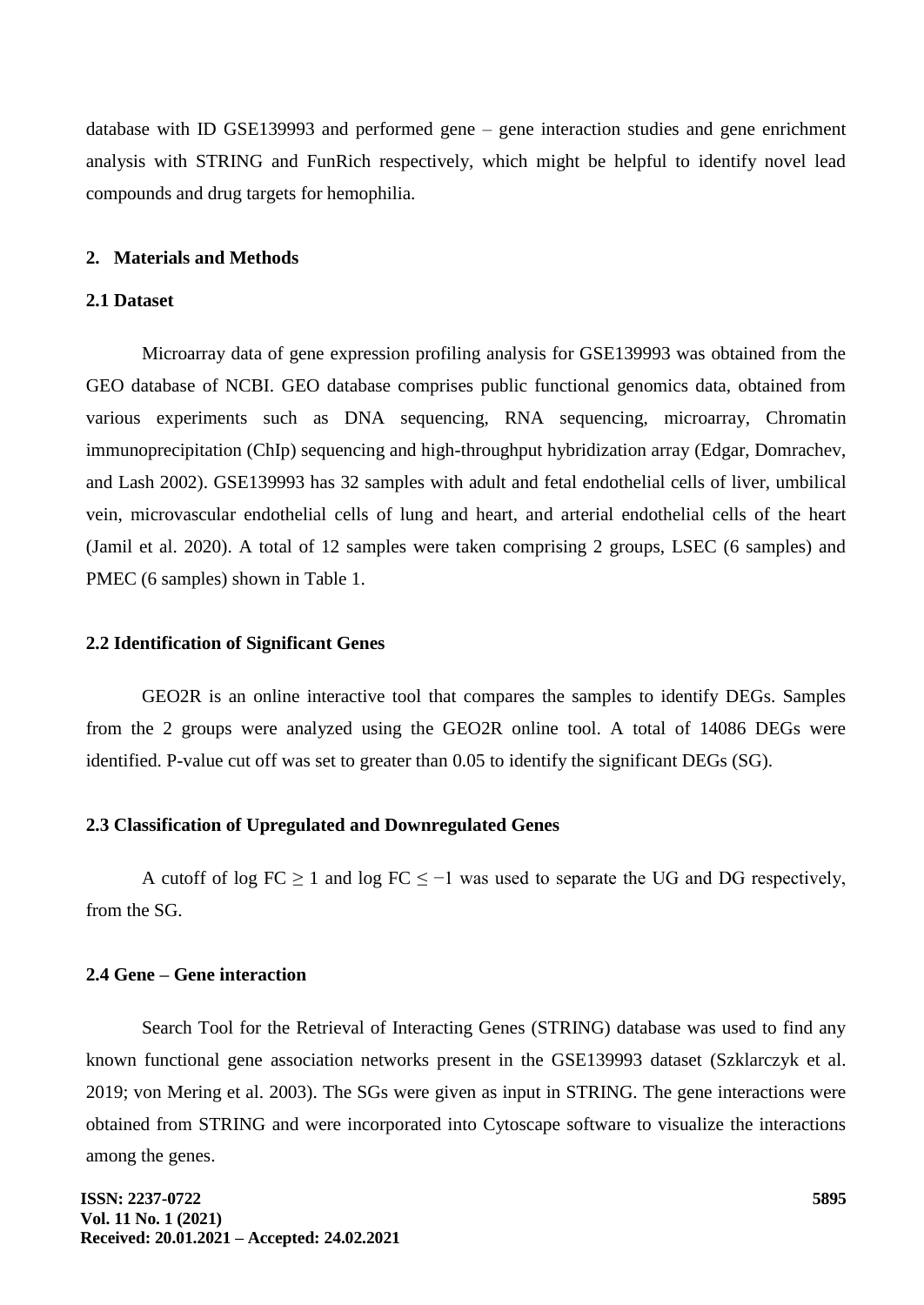database with ID GSE139993 and performed gene – gene interaction studies and gene enrichment analysis with STRING and FunRich respectively, which might be helpful to identify novel lead compounds and drug targets for hemophilia.

## 2. Materials and Methods

### 2.1 Dataset

Microarray data of gene expression profiling analysis for GSE139993 was obtained from the GEO database of NCBI. GEO database comprises public functional genomics data, obtained from various experiments such as DNA sequencing, RNA sequencing, microarray, Chromatin immunoprecipitation (ChIp) sequencing and high-throughput hybridization array (Edgar, Domrachev, and Lash 2002). GSE139993 has 32 samples with adult and fetal endothelial cells of liver, umbilical vein, microvascular endothelial cells of lung and heart, and arterial endothelial cells of the heart (Jamil et al. 2020). A total of 12 samples were taken comprising 2 groups, LSEC (6 samples) and PMEC (6 samples) shown in Table 1.

### 2.2 Identification of Significant Genes

GEO2R is an online interactive tool that compares the samples to identify DEGs. Samples from the 2 groups were analyzed using the GEO2R online tool. A total of 14086 DEGs were identified. P-value cut off was set to greater than 0.05 to identify the significant DEGs (SG).

### 2.3 Classification of Upregulated and Downregulated Genes

A cutoff of $\log FC \geq 1$ and $\log FC \leq -1$ was used to separate the UG and DG respectively, from the SG.

### 2.4 Gene – Gene interaction

Search Tool for the Retrieval of Interacting Genes (STRING) database was used to find any known functional gene association networks present in the GSE139993 dataset (Szklarczyk et al. 2019; von Mering et al. 2003). The SGs were given as input in STRING. The gene interactions were obtained from STRING and were incorporated into Cytoscape software to visualize the interactions among the genes.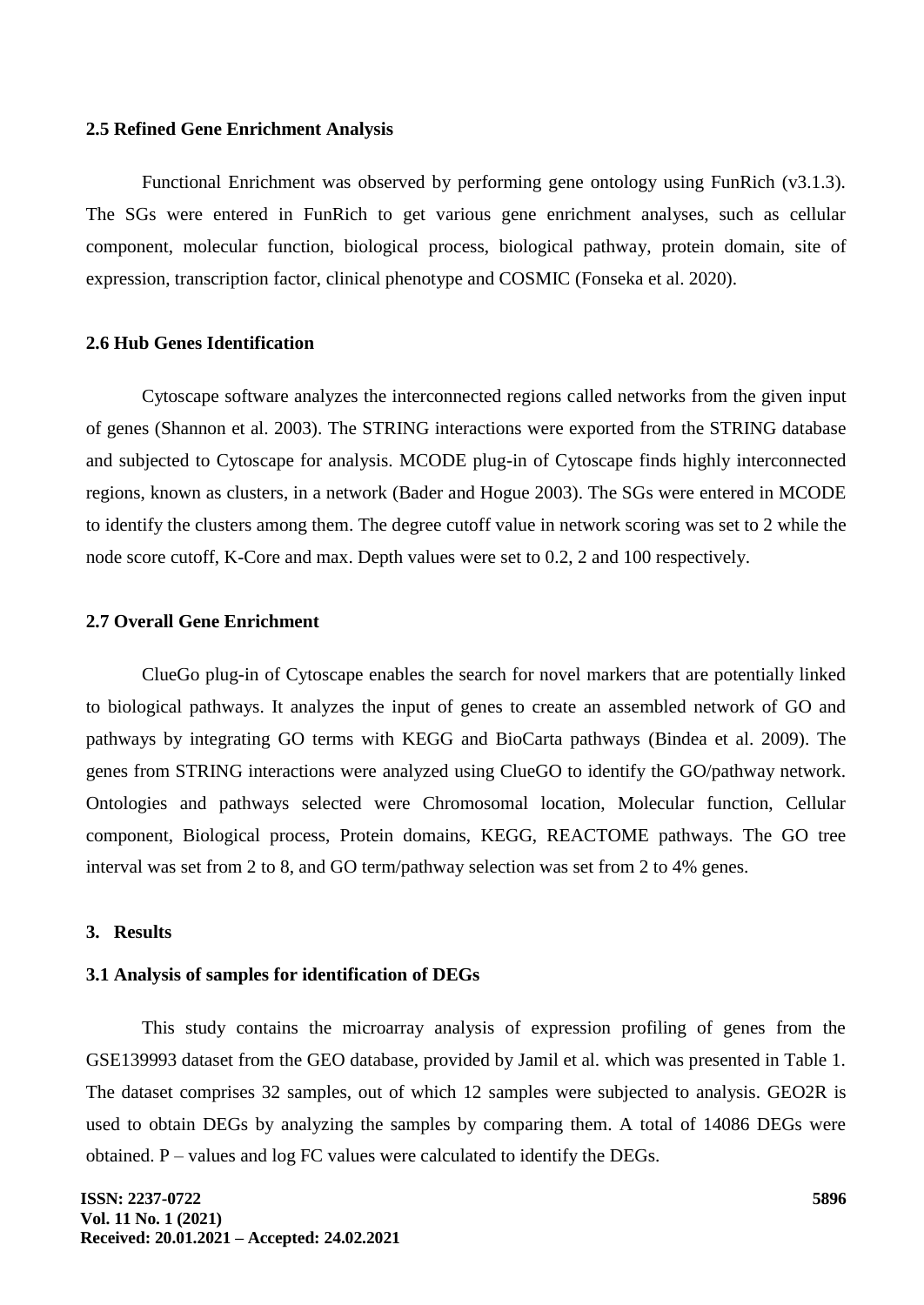### 2.5 Refined Gene Enrichment Analysis

Functional Enrichment was observed by performing gene ontology using FunRich (v3.1.3). The SGs were entered in FunRich to get various gene enrichment analyses, such as cellular component, molecular function, biological process, biological pathway, protein domain, site of expression, transcription factor, clinical phenotype and COSMIC (Fonseka et al. 2020).

### 2.6 Hub Genes Identification

Cytoscape software analyzes the interconnected regions called networks from the given input of genes (Shannon et al. 2003). The STRING interactions were exported from the STRING database and subjected to Cytoscape for analysis. MCODE plug-in of Cytoscape finds highly interconnected regions, known as clusters, in a network (Bader and Hogue 2003). The SGs were entered in MCODE to identify the clusters among them. The degree cutoff value in network scoring was set to 2 while the node score cutoff, K-Core and max. Depth values were set to 0.2, 2 and 100 respectively.

### 2.7 Overall Gene Enrichment

ClueGo plug-in of Cytoscape enables the search for novel markers that are potentially linked to biological pathways. It analyzes the input of genes to create an assembled network of GO and pathways by integrating GO terms with KEGG and BioCarta pathways (Bindea et al. 2009). The genes from STRING interactions were analyzed using ClueGO to identify the GO/pathway network. Ontologies and pathways selected were Chromosomal location, Molecular function, Cellular component, Biological process, Protein domains, KEGG, REACTOME pathways. The GO tree interval was set from 2 to 8, and GO term/pathway selection was set from 2 to 4% genes.

## 3. Results

### 3.1 Analysis of samples for identification of DEGs

This study contains the microarray analysis of expression profiling of genes from the GSE139993 dataset from the GEO database, provided by Jamil et al. which was presented in Table 1. The dataset comprises 32 samples, out of which 12 samples were subjected to analysis. GEO2R is used to obtain DEGs by analyzing the samples by comparing them. A total of 14086 DEGs were obtained. P – values and log FC values were calculated to identify the DEGs.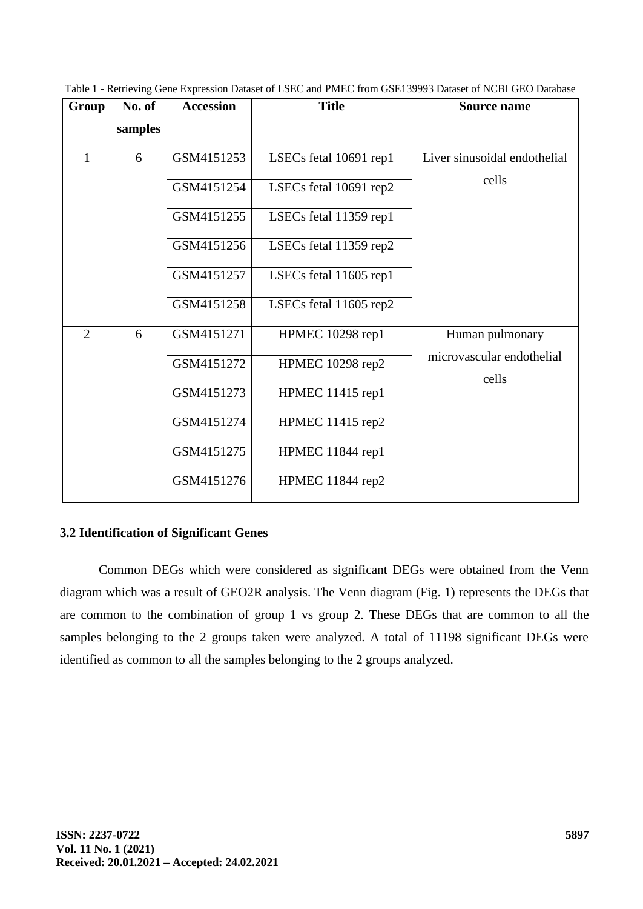Table 1 - Retrieving Gene Expression Dataset of LSEC and PMEC from GSE139993 Dataset of NCBI GEO Database

| Group | No. of samples | Accession | Title | Source name |
|---|---|---|---|---|
| 1 | 6 | GSM4151253 | LSECs fetal 10691 rep1 | Liver sinusoidal endothelial cells |
| | | GSM4151254 | LSECs fetal 10691 rep2 | |
| | | GSM4151255 | LSECs fetal 11359 rep1 | |
| | | GSM4151256 | LSECs fetal 11359 rep2 | |
| | | GSM4151257 | LSECs fetal 11605 rep1 | |
| | | GSM4151258 | LSECs fetal 11605 rep2 | |
| 2 | 6 | GSM4151271 | HPMEC 10298 rep1 | Human pulmonary microvascular endothelial cells |
| | | GSM4151272 | HPMEC 10298 rep2 | |
| | | GSM4151273 | HPMEC 11415 rep1 | |
| | | GSM4151274 | HPMEC 11415 rep2 | |
| | | GSM4151275 | HPMEC 11844 rep1 | |
| | | GSM4151276 | HPMEC 11844 rep2 | |

### 3.2 Identification of Significant Genes

Common DEGs which were considered as significant DEGs were obtained from the Venn diagram which was a result of GEO2R analysis. The Venn diagram (Fig. 1) represents the DEGs that are common to the combination of group 1 vs group 2. These DEGs that are common to all the samples belonging to the 2 groups taken were analyzed. A total of 11198 significant DEGs were identified as common to all the samples belonging to the 2 groups analyzed.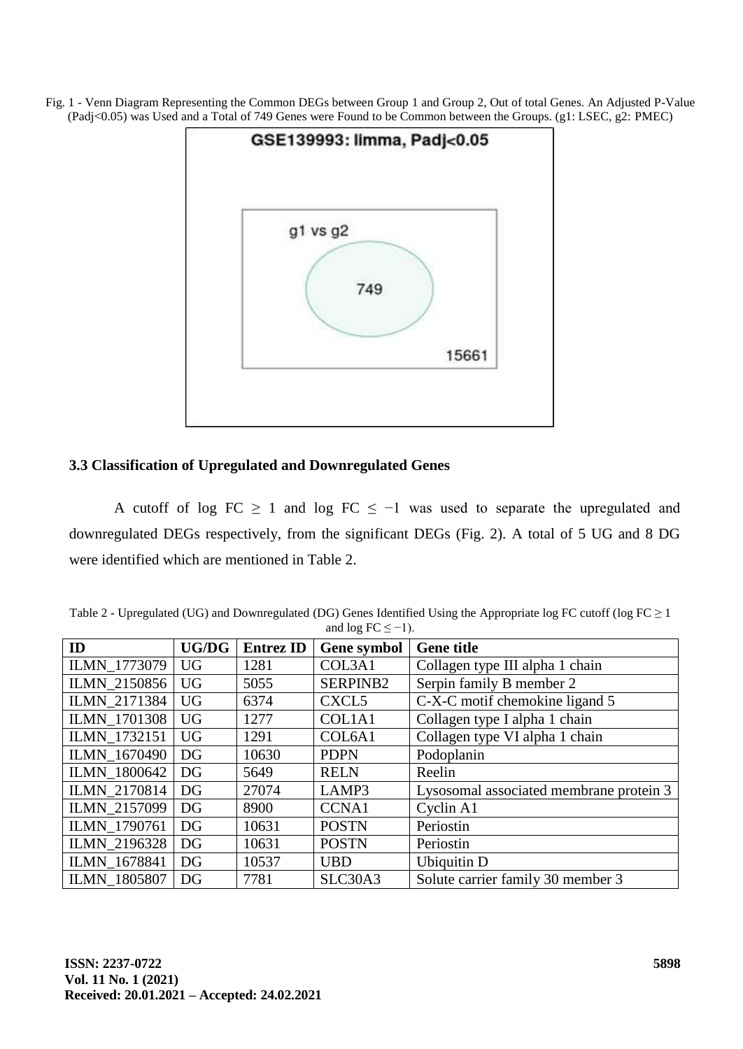Fig. 1 - Venn Diagram Representing the Common DEGs between Group 1 and Group 2, Out of total Genes. An Adjusted P-Value (Padj<0.05) was Used and a Total of 749 Genes were Found to be Common between the Groups. (g1: LSEC, g2: PMEC)

### 3.3 Classification of Upregulated and Downregulated Genes

A cutoff of log FC $\geq$ 1 and log FC $\leq -1$ was used to separate the upregulated and downregulated DEGs respectively, from the significant DEGs (Fig. 2). A total of 5 UG and 8 DG were identified which are mentioned in Table 2.

Table 2 - Upregulated (UG) and Downregulated (DG) Genes Identified Using the Appropriate log FC cutoff (log FC $\geq$ 1 and log FC $\leq -1$).

| ID | UG/DG | Entrez ID | Gene symbol | Gene title |
|---|---|---|---|---|
| ILMN_1773079 | UG | 1281 | COL3A1 | Collagen type III alpha 1 chain |
| ILMN_2150856 | UG | 5055 | SERPINB2 | Serpin family B member 2 |
| ILMN_2171384 | UG | 6374 | CXCL5 | C-X-C motif chemokine ligand 5 |
| ILMN_1701308 | UG | 1277 | COL1A1 | Collagen type I alpha 1 chain |
| ILMN_1732151 | UG | 1291 | COL6A1 | Collagen type VI alpha 1 chain |
| ILMN_1670490 | DG | 10630 | PDPN | Podoplanin |
| ILMN_1800642 | DG | 5649 | RELN | Reelin |
| ILMN_2170814 | DG | 27074 | LAMP3 | Lysosomal associated membrane protein 3 |
| ILMN_2157099 | DG | 8900 | CCNA1 | Cyclin A1 |
| ILMN_1790761 | DG | 10631 | POSTN | Periostin |
| ILMN_2196328 | DG | 10631 | POSTN | Periostin |
| ILMN_1678841 | DG | 10537 | UBD | Ubiquitin D |
| ILMN_1805807 | DG | 7781 | SLC30A3 | Solute carrier family 30 member 3 |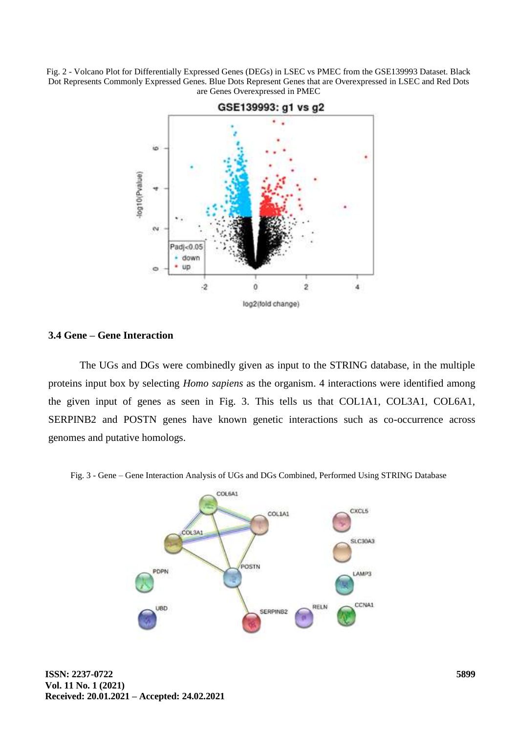Fig. 2 - Volcano Plot for Differentially Expressed Genes (DEGs) in LSEC vs PMEC from the GSE139993 Dataset. Black Dot Represents Commonly Expressed Genes. Blue Dots Represent Genes that are Overexpressed in LSEC and Red Dots are Genes Overexpressed in PMEC

### 3.4 Gene – Gene Interaction

The UGs and DGs were combinedly given as input to the STRING database, in the multiple proteins input box by selecting *Homo sapiens* as the organism. 4 interactions were identified among the given input of genes as seen in Fig. 3. This tells us that COL1A1, COL3A1, COL6A1, SERPINB2 and POSTN genes have known genetic interactions such as co-occurrence across genomes and putative homologs.

Fig. 3 - Gene – Gene Interaction Analysis of UGs and DGs Combined, Performed Using STRING Database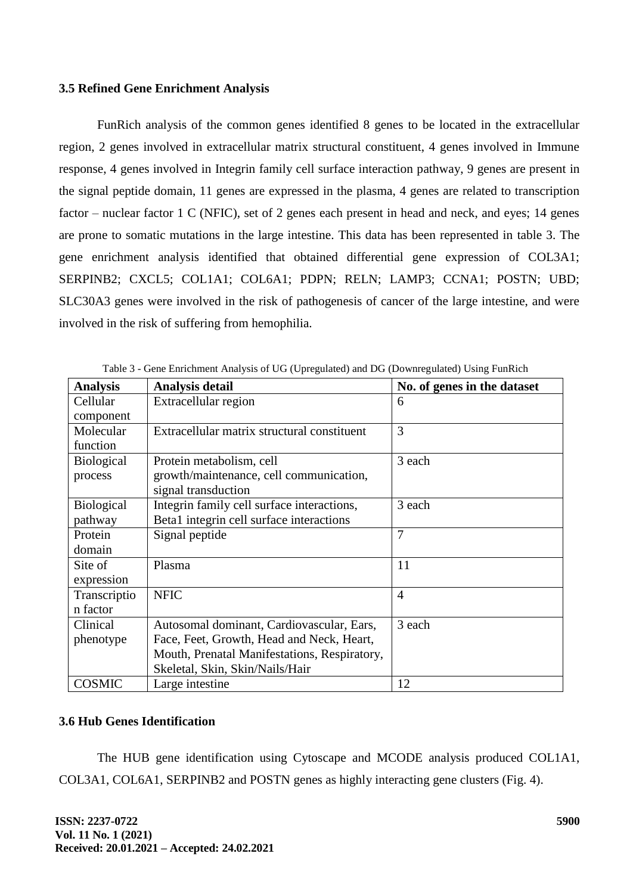### 3.5 Refined Gene Enrichment Analysis

FunRich analysis of the common genes identified 8 genes to be located in the extracellular region, 2 genes involved in extracellular matrix structural constituent, 4 genes involved in Immune response, 4 genes involved in Integrin family cell surface interaction pathway, 9 genes are present in the signal peptide domain, 11 genes are expressed in the plasma, 4 genes are related to transcription factor – nuclear factor 1 C (NFIC), set of 2 genes each present in head and neck, and eyes; 14 genes are prone to somatic mutations in the large intestine. This data has been represented in table 3. The gene enrichment analysis identified that obtained differential gene expression of COL3A1; SERPINB2; CXCL5; COL1A1; COL6A1; PDPN; RELN; LAMP3; CCNA1; POSTN; UBD; SLC30A3 genes were involved in the risk of pathogenesis of cancer of the large intestine, and were involved in the risk of suffering from hemophilia.

Table 3 - Gene Enrichment Analysis of UG (Upregulated) and DG (Downregulated) Using FunRich

| Analysis | Analysis detail | No. of genes in the dataset |
|---|---|---|
| Cellular component | Extracellular region | 6 |
| Molecular function | Extracellular matrix structural constituent | 3 |
| Biological process | Protein metabolism, cell growth/maintenance, cell communication, signal transduction | 3 each |
| Biological pathway | Integrin family cell surface interactions, Beta1 integrin cell surface interactions | 3 each |
| Protein domain | Signal peptide | 7 |
| Site of expression | Plasma | 11 |
| Transcription factor | NFIC | 4 |
| Clinical phenotype | Autosomal dominant, Cardiovascular, Ears, Face, Feet, Growth, Head and Neck, Heart, Mouth, Prenatal Manifestations, Respiratory, Skeletal, Skin, Skin/Nails/Hair | 3 each |
| COSMIC | Large intestine | 12 |

### 3.6 Hub Genes Identification

The HUB gene identification using Cytoscape and MCODE analysis produced COL1A1, COL3A1, COL6A1, SERPINB2 and POSTN genes as highly interacting gene clusters (Fig. 4).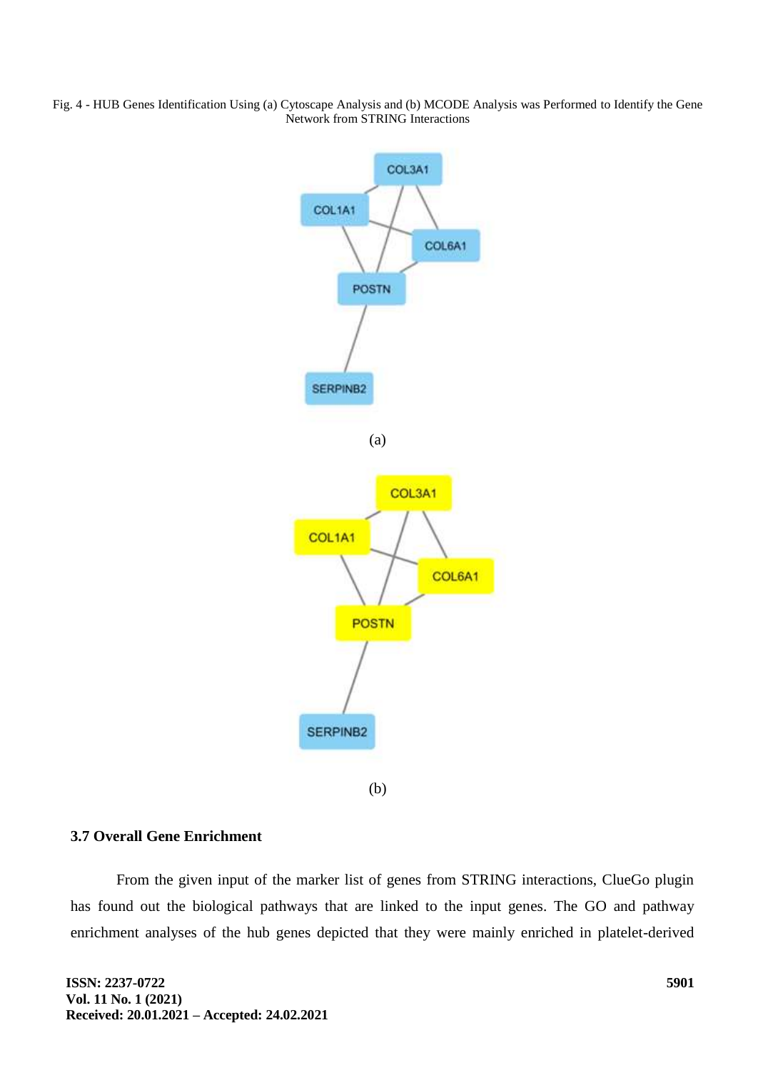Fig. 4 - HUB Genes Identification Using (a) Cytoscape Analysis and (b) MCODE Analysis was Performed to Identify the Gene Network from STRING Interactions

(a)

(b)

### 3.7 Overall Gene Enrichment

From the given input of the marker list of genes from STRING interactions, ClueGo plugin has found out the biological pathways that are linked to the input genes. The GO and pathway enrichment analyses of the hub genes depicted that they were mainly enriched in platelet-derived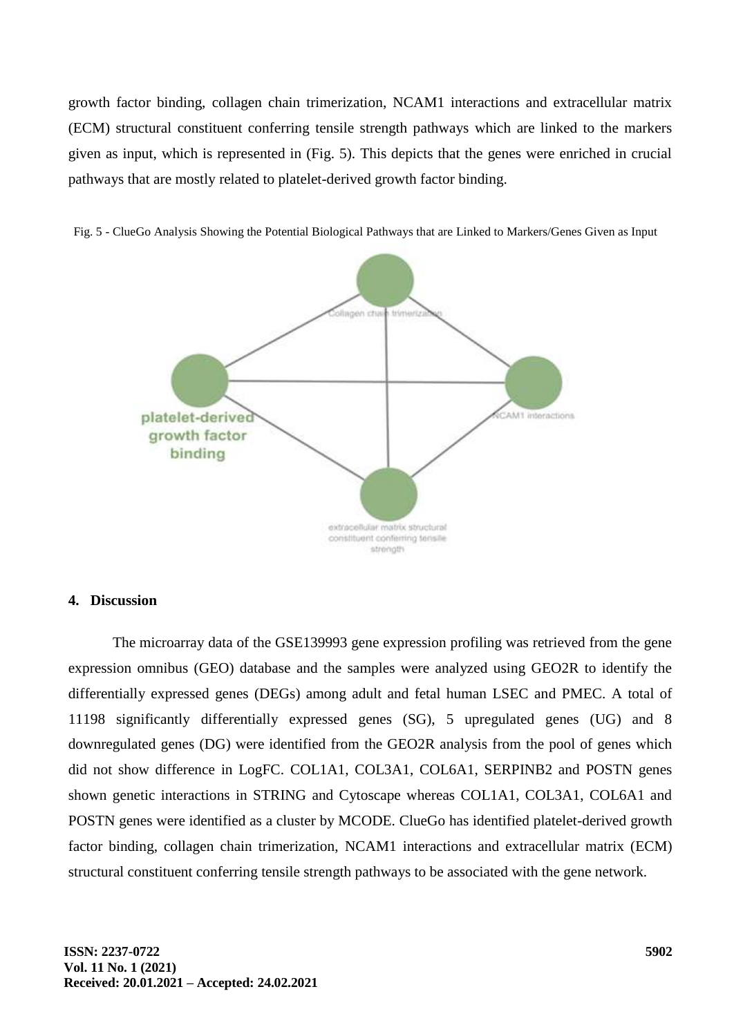growth factor binding, collagen chain trimerization, NCAM1 interactions and extracellular matrix (ECM) structural constituent conferring tensile strength pathways which are linked to the markers given as input, which is represented in (Fig. 5). This depicts that the genes were enriched in crucial pathways that are mostly related to platelet-derived growth factor binding.

Fig. 5 - ClueGo Analysis Showing the Potential Biological Pathways that are Linked to Markers/Genes Given as Input

## 4. Discussion

The microarray data of the GSE139993 gene expression profiling was retrieved from the gene expression omnibus (GEO) database and the samples were analyzed using GEO2R to identify the differentially expressed genes (DEGs) among adult and fetal human LSEC and PMEC. A total of 11198 significantly differentially expressed genes (SG), 5 upregulated genes (UG) and 8 downregulated genes (DG) were identified from the GEO2R analysis from the pool of genes which did not show difference in LogFC. COL1A1, COL3A1, COL6A1, SERPINB2 and POSTN genes shown genetic interactions in STRING and Cytoscape whereas COL1A1, COL3A1, COL6A1 and POSTN genes were identified as a cluster by MCODE. ClueGo has identified platelet-derived growth factor binding, collagen chain trimerization, NCAM1 interactions and extracellular matrix (ECM) structural constituent conferring tensile strength pathways to be associated with the gene network.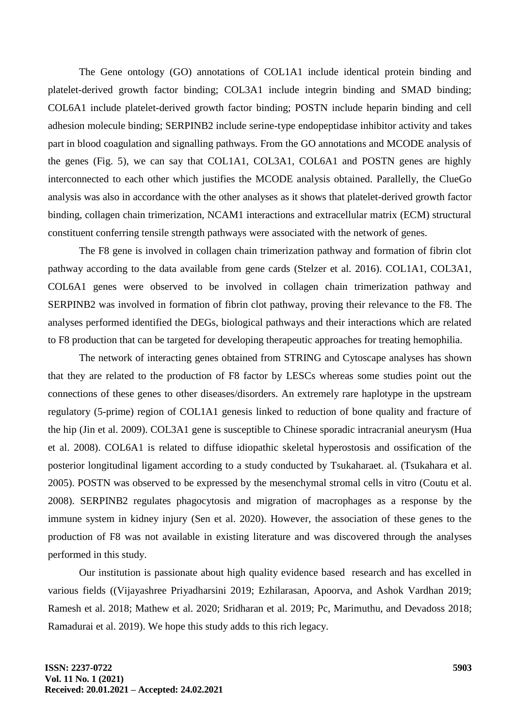The Gene ontology (GO) annotations of COL1A1 include identical protein binding and platelet-derived growth factor binding; COL3A1 include integrin binding and SMAD binding; COL6A1 include platelet-derived growth factor binding; POSTN include heparin binding and cell adhesion molecule binding; SERPINB2 include serine-type endopeptidase inhibitor activity and takes part in blood coagulation and signalling pathways. From the GO annotations and MCODE analysis of the genes (Fig. 5), we can say that COL1A1, COL3A1, COL6A1 and POSTN genes are highly interconnected to each other which justifies the MCODE analysis obtained. Parallelly, the ClueGo analysis was also in accordance with the other analyses as it shows that platelet-derived growth factor binding, collagen chain trimerization, NCAM1 interactions and extracellular matrix (ECM) structural constituent conferring tensile strength pathways were associated with the network of genes.

The F8 gene is involved in collagen chain trimerization pathway and formation of fibrin clot pathway according to the data available from gene cards (Stelzer et al. 2016). COL1A1, COL3A1, COL6A1 genes were observed to be involved in collagen chain trimerization pathway and SERPINB2 was involved in formation of fibrin clot pathway, proving their relevance to the F8. The analyses performed identified the DEGs, biological pathways and their interactions which are related to F8 production that can be targeted for developing therapeutic approaches for treating hemophilia.

The network of interacting genes obtained from STRING and Cytoscape analyses has shown that they are related to the production of F8 factor by LESCs whereas some studies point out the connections of these genes to other diseases/disorders. An extremely rare haplotype in the upstream regulatory (5-prime) region of COL1A1 genesis linked to reduction of bone quality and fracture of the hip (Jin et al. 2009). COL3A1 gene is susceptible to Chinese sporadic intracranial aneurysm (Hua et al. 2008). COL6A1 is related to diffuse idiopathic skeletal hyperostosis and ossification of the posterior longitudinal ligament according to a study conducted by Tsukaharaet. al. (Tsukahara et al. 2005). POSTN was observed to be expressed by the mesenchymal stromal cells in vitro (Coutu et al. 2008). SERPINB2 regulates phagocytosis and migration of macrophages as a response by the immune system in kidney injury (Sen et al. 2020). However, the association of these genes to the production of F8 was not available in existing literature and was discovered through the analyses performed in this study.

Our institution is passionate about high quality evidence based research and has excelled in various fields ((Vijayashree Priyadharsini 2019; Ezhilarasan, Apoorva, and Ashok Vardhan 2019; Ramesh et al. 2018; Mathew et al. 2020; Sridharan et al. 2019; Pc, Marimuthu, and Devadoss 2018; Ramadurai et al. 2019). We hope this study adds to this rich legacy.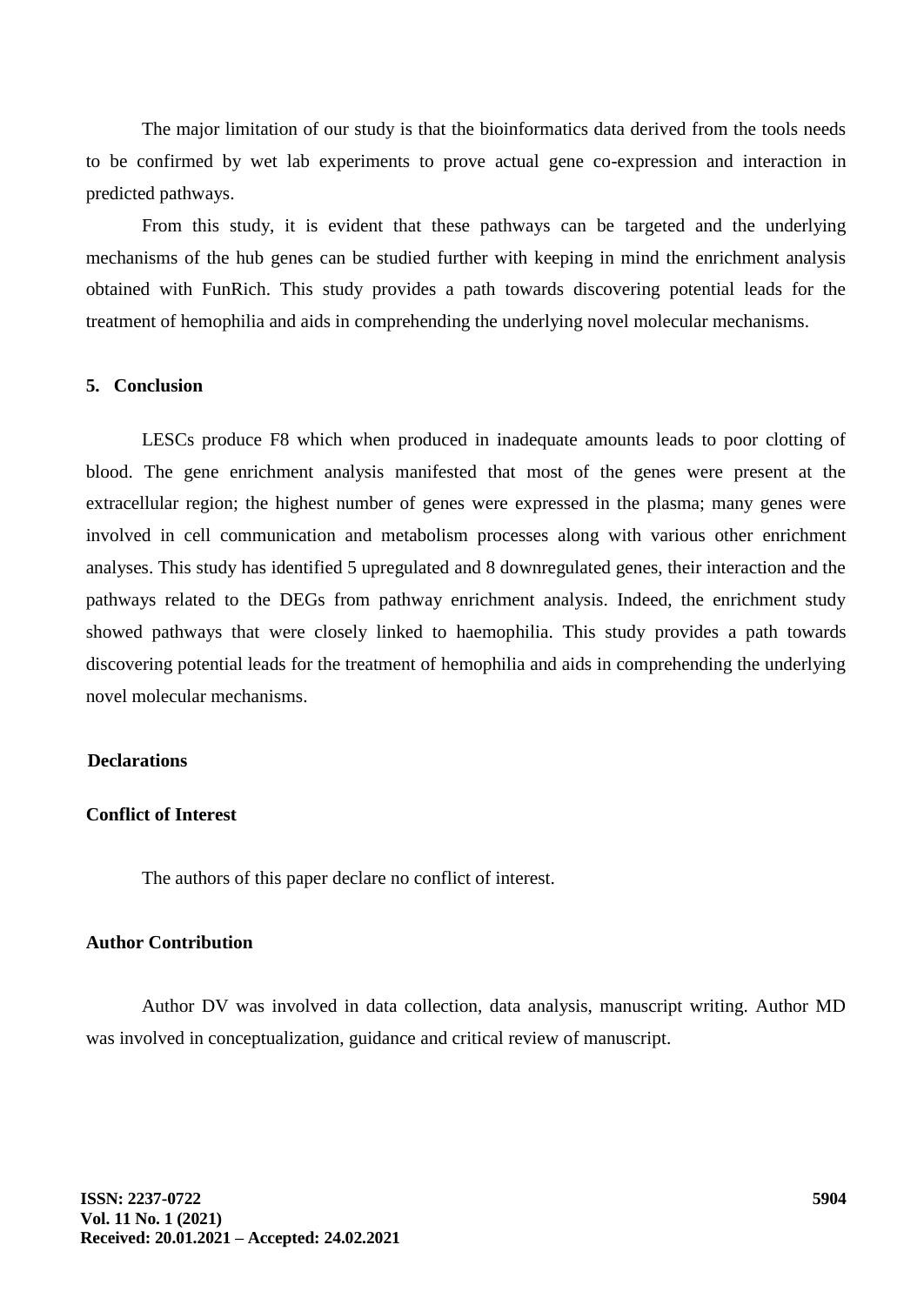The major limitation of our study is that the bioinformatics data derived from the tools needs to be confirmed by wet lab experiments to prove actual gene co-expression and interaction in predicted pathways.

From this study, it is evident that these pathways can be targeted and the underlying mechanisms of the hub genes can be studied further with keeping in mind the enrichment analysis obtained with FunRich. This study provides a path towards discovering potential leads for the treatment of hemophilia and aids in comprehending the underlying novel molecular mechanisms.

## 5. Conclusion

LESCs produce F8 which when produced in inadequate amounts leads to poor clotting of blood. The gene enrichment analysis manifested that most of the genes were present at the extracellular region; the highest number of genes were expressed in the plasma; many genes were involved in cell communication and metabolism processes along with various other enrichment analyses. This study has identified 5 upregulated and 8 downregulated genes, their interaction and the pathways related to the DEGs from pathway enrichment analysis. Indeed, the enrichment study showed pathways that were closely linked to haemophilia. This study provides a path towards discovering potential leads for the treatment of hemophilia and aids in comprehending the underlying novel molecular mechanisms.

## Declarations

### Conflict of Interest

The authors of this paper declare no conflict of interest.

### Author Contribution

Author DV was involved in data collection, data analysis, manuscript writing. Author MD was involved in conceptualization, guidance and critical review of manuscript.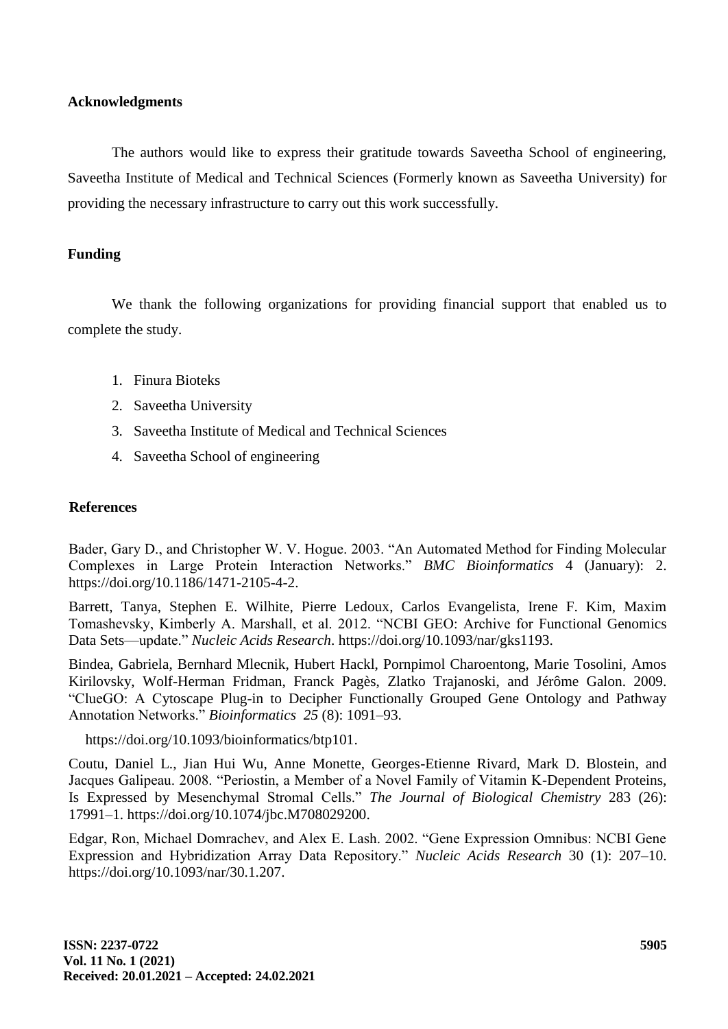## Acknowledgments

The authors would like to express their gratitude towards Saveetha School of engineering, Saveetha Institute of Medical and Technical Sciences (Formerly known as Saveetha University) for providing the necessary infrastructure to carry out this work successfully.

## Funding

We thank the following organizations for providing financial support that enabled us to complete the study.

1. Finura Bioteks
2. Saveetha University
3. Saveetha Institute of Medical and Technical Sciences
4. Saveetha School of engineering

## References

Bader, Gary D., and Christopher W. V. Hogue. 2003. "An Automated Method for Finding Molecular Complexes in Large Protein Interaction Networks." *BMC Bioinformatics* 4 (January): 2. https://doi.org/10.1186/1471-2105-4-2.

Barrett, Tanya, Stephen E. Wilhite, Pierre Ledoux, Carlos Evangelista, Irene F. Kim, Maxim Tomashevsky, Kimberly A. Marshall, et al. 2012. "NCBI GEO: Archive for Functional Genomics Data Sets—update." *Nucleic Acids Research*. https://doi.org/10.1093/nar/gks1193.

Bindea, Gabriela, Bernhard Mlecnik, Hubert Hackl, Pornpimol Charoentong, Marie Tosolini, Amos Kirilovsky, Wolf-Herman Fridman, Franck Pagès, Zlatko Trajanoski, and Jérôme Galon. 2009. "ClueGO: A Cytoscape Plug-in to Decipher Functionally Grouped Gene Ontology and Pathway Annotation Networks." *Bioinformatics 25* (8): 1091–93.

https://doi.org/10.1093/bioinformatics/btp101.

Coutu, Daniel L., Jian Hui Wu, Anne Monette, Georges-Etienne Rivard, Mark D. Blostein, and Jacques Galipeau. 2008. "Periostin, a Member of a Novel Family of Vitamin K-Dependent Proteins, Is Expressed by Mesenchymal Stromal Cells." *The Journal of Biological Chemistry* 283 (26): 17991–1. https://doi.org/10.1074/jbc.M708029200.

Edgar, Ron, Michael Domrachev, and Alex E. Lash. 2002. "Gene Expression Omnibus: NCBI Gene Expression and Hybridization Array Data Repository." *Nucleic Acids Research* 30 (1): 207–10. https://doi.org/10.1093/nar/30.1.207.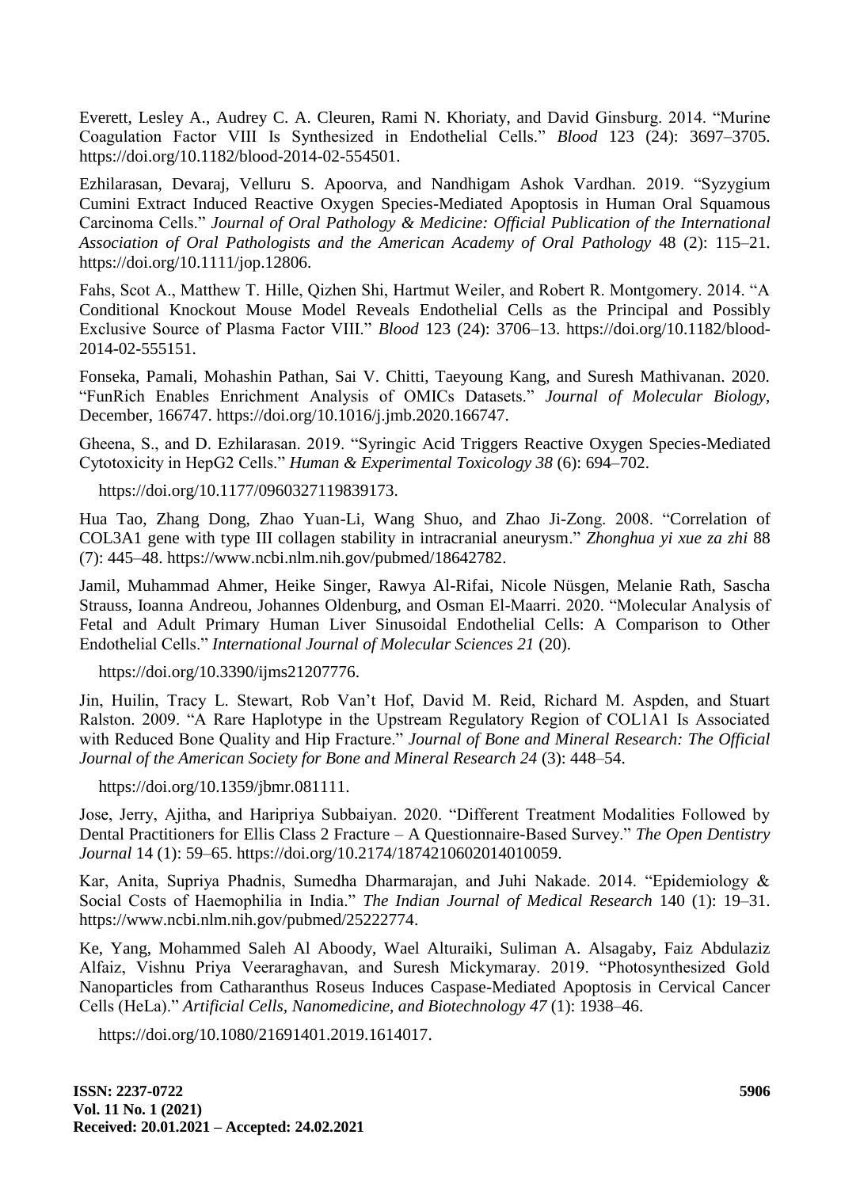Everett, Lesley A., Audrey C. A. Cleuren, Rami N. Khoriaty, and David Ginsburg. 2014. "Murine Coagulation Factor VIII Is Synthesized in Endothelial Cells." *Blood* 123 (24): 3697–3705. https://doi.org/10.1182/blood-2014-02-554501.

Ezhilarasan, Devaraj, Velluru S. Apoorva, and Nandhigam Ashok Vardhan. 2019. "Syzygium Cumini Extract Induced Reactive Oxygen Species-Mediated Apoptosis in Human Oral Squamous Carcinoma Cells." *Journal of Oral Pathology & Medicine: Official Publication of the International Association of Oral Pathologists and the American Academy of Oral Pathology* 48 (2): 115–21. https://doi.org/10.1111/jop.12806.

Fahs, Scot A., Matthew T. Hille, Qizhen Shi, Hartmut Weiler, and Robert R. Montgomery. 2014. "A Conditional Knockout Mouse Model Reveals Endothelial Cells as the Principal and Possibly Exclusive Source of Plasma Factor VIII." *Blood* 123 (24): 3706–13. https://doi.org/10.1182/blood-2014-02-555151.

Fonseka, Pamali, Mohashin Pathan, Sai V. Chitti, Taeyoung Kang, and Suresh Mathivanan. 2020. "FunRich Enables Enrichment Analysis of OMICs Datasets." *Journal of Molecular Biology*, December, 166747. https://doi.org/10.1016/j.jmb.2020.166747.

Gheena, S., and D. Ezhilarasan. 2019. "Syringic Acid Triggers Reactive Oxygen Species-Mediated Cytotoxicity in HepG2 Cells." *Human & Experimental Toxicology 38* (6): 694–702.

https://doi.org/10.1177/0960327119839173.

Hua Tao, Zhang Dong, Zhao Yuan-Li, Wang Shuo, and Zhao Ji-Zong. 2008. "Correlation of COL3A1 gene with type III collagen stability in intracranial aneurysm." *Zhonghua yi xue za zhi* 88 (7): 445–48. https://www.ncbi.nlm.nih.gov/pubmed/18642782.

Jamil, Muhammad Ahmer, Heike Singer, Rawya Al-Rifai, Nicole Nüsgen, Melanie Rath, Sascha Strauss, Ioanna Andreou, Johannes Oldenburg, and Osman El-Maarri. 2020. "Molecular Analysis of Fetal and Adult Primary Human Liver Sinusoidal Endothelial Cells: A Comparison to Other Endothelial Cells." *International Journal of Molecular Sciences 21* (20).

https://doi.org/10.3390/ijms21207776.

Jin, Huilin, Tracy L. Stewart, Rob Van't Hof, David M. Reid, Richard M. Aspden, and Stuart Ralston. 2009. "A Rare Haplotype in the Upstream Regulatory Region of COL1A1 Is Associated with Reduced Bone Quality and Hip Fracture." *Journal of Bone and Mineral Research: The Official Journal of the American Society for Bone and Mineral Research 24* (3): 448–54.

https://doi.org/10.1359/jbmr.081111.

Jose, Jerry, Ajitha, and Haripriya Subbaiyan. 2020. "Different Treatment Modalities Followed by Dental Practitioners for Ellis Class 2 Fracture – A Questionnaire-Based Survey." *The Open Dentistry Journal* 14 (1): 59–65. https://doi.org/10.2174/1874210602014010059.

Kar, Anita, Supriya Phadnis, Sumedha Dharmarajan, and Juhi Nakade. 2014. "Epidemiology & Social Costs of Haemophilia in India." *The Indian Journal of Medical Research* 140 (1): 19–31. https://www.ncbi.nlm.nih.gov/pubmed/25222774.

Ke, Yang, Mohammed Saleh Al Aboody, Wael Alturaiki, Suliman A. Alsagaby, Faiz Abdulaziz Alfaiz, Vishnu Priya Veeraraghavan, and Suresh Mickymaray. 2019. "Photosynthesized Gold Nanoparticles from Catharanthus Roseus Induces Caspase-Mediated Apoptosis in Cervical Cancer Cells (HeLa)." *Artificial Cells, Nanomedicine, and Biotechnology 47* (1): 1938–46.

https://doi.org/10.1080/21691401.2019.1614017.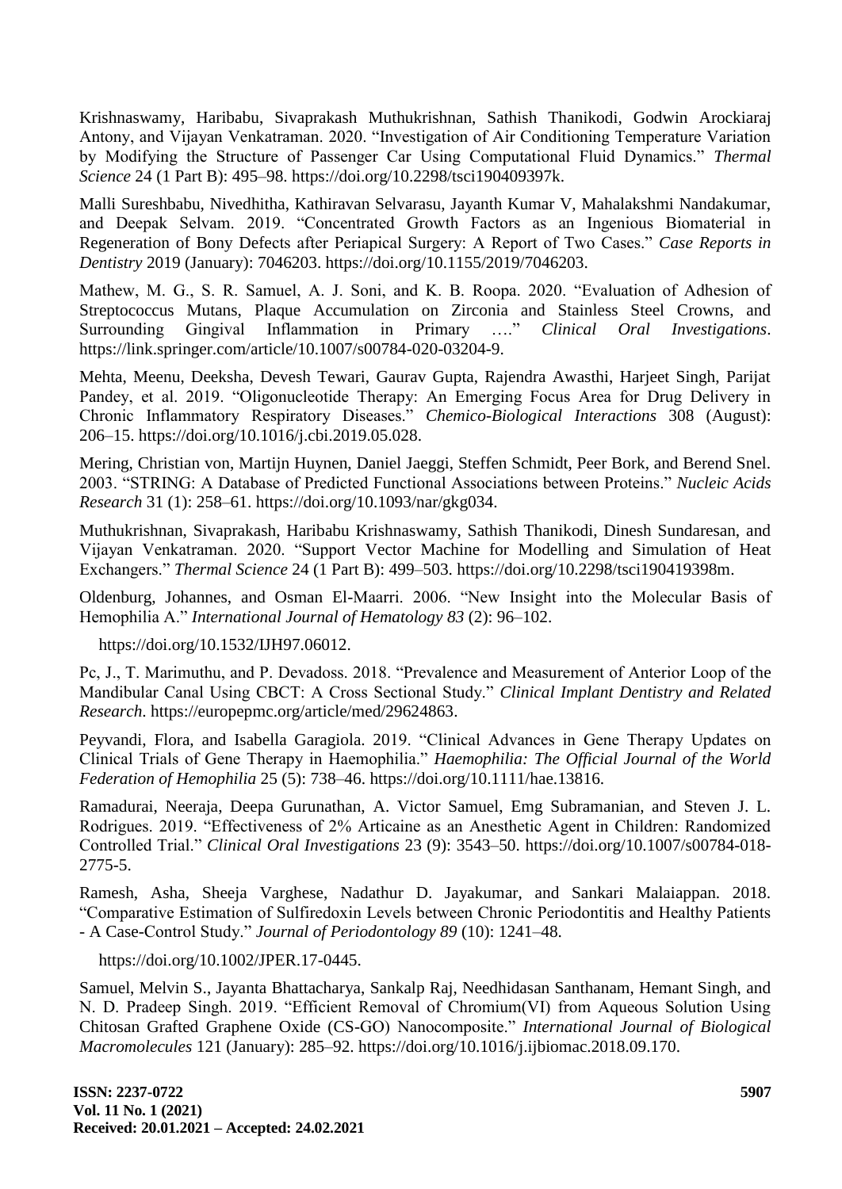Krishnaswamy, Haribabu, Sivaprakash Muthukrishnan, Sathish Thanikodi, Godwin Arockiaraj Antony, and Vijayan Venkatraman. 2020. "Investigation of Air Conditioning Temperature Variation by Modifying the Structure of Passenger Car Using Computational Fluid Dynamics." *Thermal Science* 24 (1 Part B): 495–98. https://doi.org/10.2298/tsci190409397k.

Malli Sureshbabu, Nivedhitha, Kathiravan Selvarasu, Jayanth Kumar V, Mahalakshmi Nandakumar, and Deepak Selvam. 2019. "Concentrated Growth Factors as an Ingenious Biomaterial in Regeneration of Bony Defects after Periapical Surgery: A Report of Two Cases." *Case Reports in Dentistry* 2019 (January): 7046203. https://doi.org/10.1155/2019/7046203.

Mathew, M. G., S. R. Samuel, A. J. Soni, and K. B. Roopa. 2020. "Evaluation of Adhesion of Streptococcus Mutans, Plaque Accumulation on Zirconia and Stainless Steel Crowns, and Surrounding Gingival Inflammation in Primary …." *Clinical Oral Investigations*. https://link.springer.com/article/10.1007/s00784-020-03204-9.

Mehta, Meenu, Deeksha, Devesh Tewari, Gaurav Gupta, Rajendra Awasthi, Harjeet Singh, Parijat Pandey, et al. 2019. "Oligonucleotide Therapy: An Emerging Focus Area for Drug Delivery in Chronic Inflammatory Respiratory Diseases." *Chemico-Biological Interactions* 308 (August): 206–15. https://doi.org/10.1016/j.cbi.2019.05.028.

Mering, Christian von, Martijn Huynen, Daniel Jaeggi, Steffen Schmidt, Peer Bork, and Berend Snel. 2003. "STRING: A Database of Predicted Functional Associations between Proteins." *Nucleic Acids Research* 31 (1): 258–61. https://doi.org/10.1093/nar/gkg034.

Muthukrishnan, Sivaprakash, Haribabu Krishnaswamy, Sathish Thanikodi, Dinesh Sundaresan, and Vijayan Venkatraman. 2020. "Support Vector Machine for Modelling and Simulation of Heat Exchangers." *Thermal Science* 24 (1 Part B): 499–503. https://doi.org/10.2298/tsci190419398m.

Oldenburg, Johannes, and Osman El-Maarri. 2006. "New Insight into the Molecular Basis of Hemophilia A." *International Journal of Hematology 83* (2): 96–102.

https://doi.org/10.1532/IJH97.06012.

Pc, J., T. Marimuthu, and P. Devadoss. 2018. "Prevalence and Measurement of Anterior Loop of the Mandibular Canal Using CBCT: A Cross Sectional Study." *Clinical Implant Dentistry and Related Research*. https://europepmc.org/article/med/29624863.

Peyvandi, Flora, and Isabella Garagiola. 2019. "Clinical Advances in Gene Therapy Updates on Clinical Trials of Gene Therapy in Haemophilia." *Haemophilia: The Official Journal of the World Federation of Hemophilia* 25 (5): 738–46. https://doi.org/10.1111/hae.13816.

Ramadurai, Neeraja, Deepa Gurunathan, A. Victor Samuel, Emg Subramanian, and Steven J. L. Rodrigues. 2019. "Effectiveness of 2% Articaine as an Anesthetic Agent in Children: Randomized Controlled Trial." *Clinical Oral Investigations* 23 (9): 3543–50. https://doi.org/10.1007/s00784-018-2775-5.

Ramesh, Asha, Sheeja Varghese, Nadathur D. Jayakumar, and Sankari Malaiappan. 2018. "Comparative Estimation of Sulfiredoxin Levels between Chronic Periodontitis and Healthy Patients - A Case-Control Study." *Journal of Periodontology 89* (10): 1241–48.

https://doi.org/10.1002/JPER.17-0445.

Samuel, Melvin S., Jayanta Bhattacharya, Sankalp Raj, Needhidasan Santhanam, Hemant Singh, and N. D. Pradeep Singh. 2019. "Efficient Removal of Chromium(VI) from Aqueous Solution Using Chitosan Grafted Graphene Oxide (CS-GO) Nanocomposite." *International Journal of Biological Macromolecules* 121 (January): 285–92. https://doi.org/10.1016/j.ijbiomac.2018.09.170.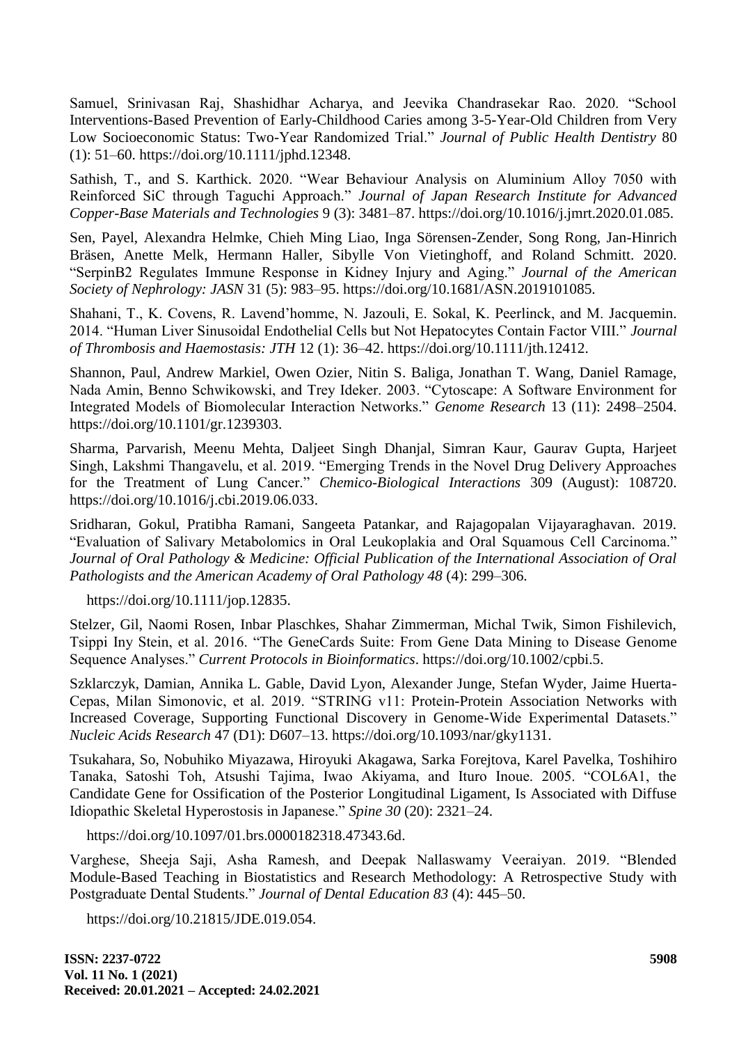Samuel, Srinivasan Raj, Shashidhar Acharya, and Jeevika Chandrasekar Rao. 2020. "School Interventions-Based Prevention of Early-Childhood Caries among 3-5-Year-Old Children from Very Low Socioeconomic Status: Two-Year Randomized Trial." *Journal of Public Health Dentistry* 80 (1): 51–60. https://doi.org/10.1111/jphd.12348.

Sathish, T., and S. Karthick. 2020. "Wear Behaviour Analysis on Aluminium Alloy 7050 with Reinforced SiC through Taguchi Approach." *Journal of Japan Research Institute for Advanced Copper-Base Materials and Technologies* 9 (3): 3481–87. https://doi.org/10.1016/j.jmrt.2020.01.085.

Sen, Payel, Alexandra Helmke, Chieh Ming Liao, Inga Sörensen-Zender, Song Rong, Jan-Hinrich Bräsen, Anette Melk, Hermann Haller, Sibylle Von Vietinghoff, and Roland Schmitt. 2020. "SerpinB2 Regulates Immune Response in Kidney Injury and Aging." *Journal of the American Society of Nephrology: JASN* 31 (5): 983–95. https://doi.org/10.1681/ASN.2019101085.

Shahani, T., K. Covens, R. Lavend'homme, N. Jazouli, E. Sokal, K. Peerlinck, and M. Jacquemin. 2014. "Human Liver Sinusoidal Endothelial Cells but Not Hepatocytes Contain Factor VIII." *Journal of Thrombosis and Haemostasis: JTH* 12 (1): 36–42. https://doi.org/10.1111/jth.12412.

Shannon, Paul, Andrew Markiel, Owen Ozier, Nitin S. Baliga, Jonathan T. Wang, Daniel Ramage, Nada Amin, Benno Schwikowski, and Trey Ideker. 2003. "Cytoscape: A Software Environment for Integrated Models of Biomolecular Interaction Networks." *Genome Research* 13 (11): 2498–2504. https://doi.org/10.1101/gr.1239303.

Sharma, Parvarish, Meenu Mehta, Daljeet Singh Dhanjal, Simran Kaur, Gaurav Gupta, Harjeet Singh, Lakshmi Thangavelu, et al. 2019. "Emerging Trends in the Novel Drug Delivery Approaches for the Treatment of Lung Cancer." *Chemico-Biological Interactions* 309 (August): 108720. https://doi.org/10.1016/j.cbi.2019.06.033.

Sridharan, Gokul, Pratibha Ramani, Sangeeta Patankar, and Rajagopalan Vijayaraghavan. 2019. "Evaluation of Salivary Metabolomics in Oral Leukoplakia and Oral Squamous Cell Carcinoma." *Journal of Oral Pathology & Medicine: Official Publication of the International Association of Oral Pathologists and the American Academy of Oral Pathology 48* (4): 299–306.

https://doi.org/10.1111/jop.12835.

Stelzer, Gil, Naomi Rosen, Inbar Plaschkes, Shahar Zimmerman, Michal Twik, Simon Fishilevich, Tsippi Iny Stein, et al. 2016. "The GeneCards Suite: From Gene Data Mining to Disease Genome Sequence Analyses." *Current Protocols in Bioinformatics*. https://doi.org/10.1002/cpbi.5.

Szklarczyk, Damian, Annika L. Gable, David Lyon, Alexander Junge, Stefan Wyder, Jaime Huerta-Cepas, Milan Simonovic, et al. 2019. "STRING v11: Protein-Protein Association Networks with Increased Coverage, Supporting Functional Discovery in Genome-Wide Experimental Datasets." *Nucleic Acids Research* 47 (D1): D607–13. https://doi.org/10.1093/nar/gky1131.

Tsukahara, So, Nobuhiko Miyazawa, Hiroyuki Akagawa, Sarka Forejtova, Karel Pavelka, Toshihiro Tanaka, Satoshi Toh, Atsushi Tajima, Iwao Akiyama, and Ituro Inoue. 2005. "COL6A1, the Candidate Gene for Ossification of the Posterior Longitudinal Ligament, Is Associated with Diffuse Idiopathic Skeletal Hyperostosis in Japanese." *Spine 30* (20): 2321–24.

https://doi.org/10.1097/01.brs.0000182318.47343.6d.

Varghese, Sheeja Saji, Asha Ramesh, and Deepak Nallaswamy Veeraiyan. 2019. "Blended Module-Based Teaching in Biostatistics and Research Methodology: A Retrospective Study with Postgraduate Dental Students." *Journal of Dental Education 83* (4): 445–50.

https://doi.org/10.21815/JDE.019.054.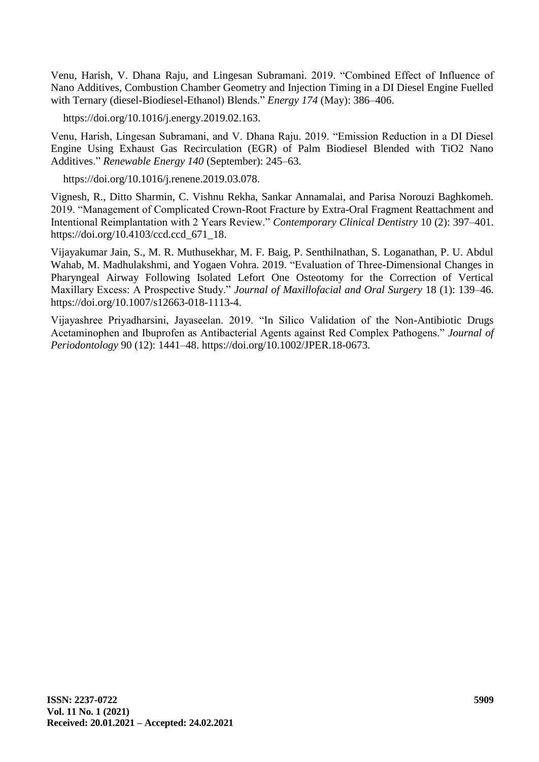Venu, Harish, V. Dhana Raju, and Lingesan Subramani. 2019. "Combined Effect of Influence of Nano Additives, Combustion Chamber Geometry and Injection Timing in a DI Diesel Engine Fuelled with Ternary (diesel-Biodiesel-Ethanol) Blends." *Energy 174* (May): 386–406.

https://doi.org/10.1016/j.energy.2019.02.163.

Venu, Harish, Lingesan Subramani, and V. Dhana Raju. 2019. "Emission Reduction in a DI Diesel Engine Using Exhaust Gas Recirculation (EGR) of Palm Biodiesel Blended with TiO2 Nano Additives." *Renewable Energy 140* (September): 245–63.

https://doi.org/10.1016/j.renene.2019.03.078.

Vignesh, R., Ditto Sharmin, C. Vishnu Rekha, Sankar Annamalai, and Parisa Norouzi Baghkomeh. 2019. "Management of Complicated Crown-Root Fracture by Extra-Oral Fragment Reattachment and Intentional Reimplantation with 2 Years Review." *Contemporary Clinical Dentistry* 10 (2): 397–401. https://doi.org/10.4103/ccd.ccd_671_18.

Vijayakumar Jain, S., M. R. Muthusekhar, M. F. Baig, P. Senthilnathan, S. Loganathan, P. U. Abdul Wahab, M. Madhulakshmi, and Yogaen Vohra. 2019. "Evaluation of Three-Dimensional Changes in Pharyngeal Airway Following Isolated Lefort One Osteotomy for the Correction of Vertical Maxillary Excess: A Prospective Study." *Journal of Maxillofacial and Oral Surgery* 18 (1): 139–46. https://doi.org/10.1007/s12663-018-1113-4.

Vijayashree Priyadharsini, Jayaseelan. 2019. "In Silico Validation of the Non-Antibiotic Drugs Acetaminophen and Ibuprofen as Antibacterial Agents against Red Complex Pathogens." *Journal of Periodontology* 90 (12): 1441–48. https://doi.org/10.1002/JPER.18-0673.